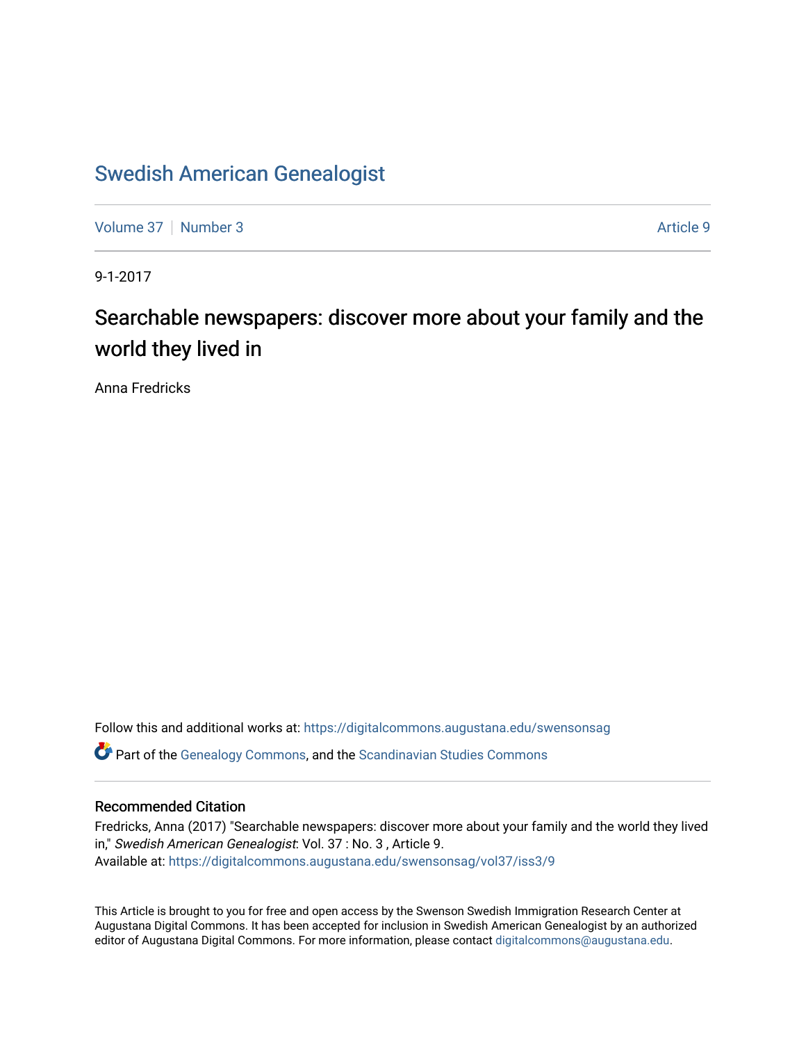# Swedish American Genealogist

Volume 37 | Number 3 | Article 9

9-1-2017

## Searchable newspapers: discover more about your family and the world they lived in

Anna Fredricks

Follow this and additional works at: https://digitalcommons.augustana.edu/swensonsag

Part of the Genealogy Commons, and the Scandinavian Studies Commons

### Recommended Citation

Fredricks, Anna (2017) "Searchable newspapers: discover more about your family and the world they lived in," *Swedish American Genealogist*: Vol. 37 : No. 3 , Article 9.
Available at: https://digitalcommons.augustana.edu/swensonsag/vol37/iss3/9

This Article is brought to you for free and open access by the Swenson Swedish Immigration Research Center at Augustana Digital Commons. It has been accepted for inclusion in Swedish American Genealogist by an authorized editor of Augustana Digital Commons. For more information, please contact digitalcommons@augustana.edu.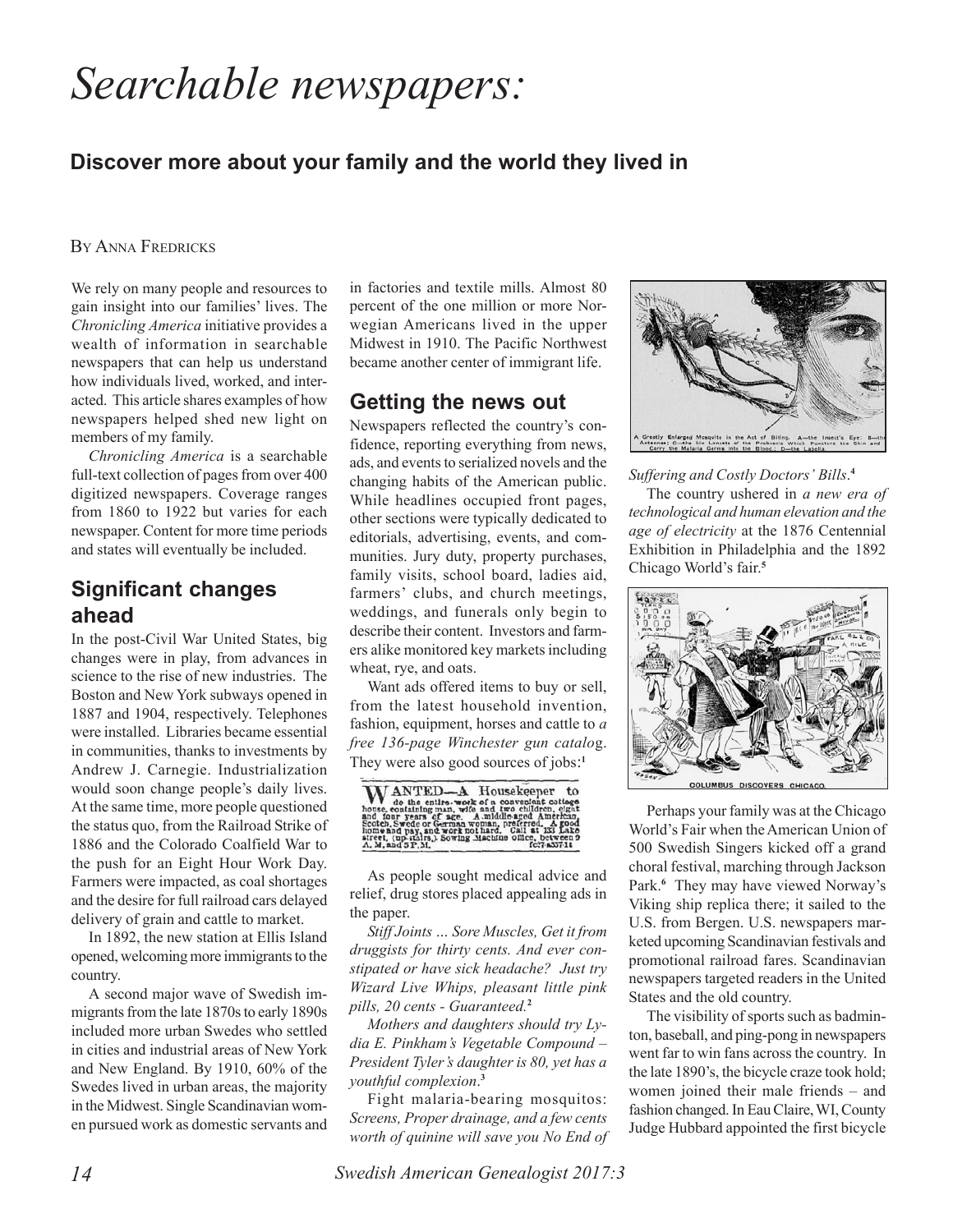# *Searchable newspapers:*

## Discover more about your family and the world they lived in

By Anna Fredricks

We rely on many people and resources to gain insight into our families' lives. The *Chronicling America* initiative provides a wealth of information in searchable newspapers that can help us understand how individuals lived, worked, and interacted. This article shares examples of how newspapers helped shed new light on members of my family.

*Chronicling America* is a searchable full-text collection of pages from over 400 digitized newspapers. Coverage ranges from 1860 to 1922 but varies for each newspaper. Content for more time periods and states will eventually be included.

## Significant changes ahead

In the post-Civil War United States, big changes were in play, from advances in science to the rise of new industries. The Boston and New York subways opened in 1887 and 1904, respectively. Telephones were installed. Libraries became essential in communities, thanks to investments by Andrew J. Carnegie. Industrialization would soon change people's daily lives. At the same time, more people questioned the status quo, from the Railroad Strike of 1886 and the Colorado Coalfield War to the push for an Eight Hour Work Day. Farmers were impacted, as coal shortages and the desire for full railroad cars delayed delivery of grain and cattle to market.

In 1892, the new station at Ellis Island opened, welcoming more immigrants to the country.

A second major wave of Swedish immigrants from the late 1870s to early 1890s included more urban Swedes who settled in cities and industrial areas of New York and New England. By 1910, 60% of the Swedes lived in urban areas, the majority in the Midwest. Single Scandinavian women pursued work as domestic servants and in factories and textile mills. Almost 80 percent of the one million or more Norwegian Americans lived in the upper Midwest in 1910. The Pacific Northwest became another center of immigrant life.

## Getting the news out

Newspapers reflected the country's confidence, reporting everything from news, ads, and events to serialized novels and the changing habits of the American public. While headlines occupied front pages, other sections were typically dedicated to editorials, advertising, events, and communities. Jury duty, property purchases, family visits, school board, ladies aid, farmers' clubs, and church meetings, weddings, and funerals only begin to describe their content. Investors and farmers alike monitored key markets including wheat, rye, and oats.

Want ads offered items to buy or sell, from the latest household invention, fashion, equipment, horses and cattle to *a free 136-page Winchester gun catalog*. They were also good sources of jobs:[1]

WANTED—A Housekeeper to do the entire work of a convenient cottage house, containing man, wife and two children, eight and four years of age. A middle-aged American, Scotch, Swede or German woman, preferred. A good home and pay, and work not hard. Call at 133 Lake street, (up-stairs,) Sewing Machine office, between 9 A. M. and 5 P. M.

As people sought medical advice and relief, drug stores placed appealing ads in the paper.

*Stiff Joints ... Sore Muscles, Get it from druggists for thirty cents. And ever constipated or have sick headache? Just try Wizard Live Whips, pleasant little pink pills, 20 cents - Guaranteed.*[2]

*Mothers and daughters should try Lydia E. Pinkham's Vegetable Compound – President Tyler's daughter is 80, yet has a youthful complexion*.[3]

Fight malaria-bearing mosquitos: *Screens, Proper drainage, and a few cents worth of quinine will save you No End of Suffering and Costly Doctors' Bills*.[4]

A Greatly Enlarged Mosquito in the Act of Biting. A—the Insect's Eye; B—the Antennae; C—the Six Lancets of the Proboscis Which Puncture the Skin and Carry the Malaria Germs into the Blood; D—the Labella.

The country ushered in *a new era of technological and human elevation and the age of electricity* at the 1876 Centennial Exhibition in Philadelphia and the 1892 Chicago World's fair.[5]

COLUMBUS DISCOVERS CHICAGO.

Perhaps your family was at the Chicago World's Fair when the American Union of 500 Swedish Singers kicked off a grand choral festival, marching through Jackson Park.[6] They may have viewed Norway's Viking ship replica there; it sailed to the U.S. from Bergen. U.S. newspapers marketed upcoming Scandinavian festivals and promotional railroad fares. Scandinavian newspapers targeted readers in the United States and the old country.

The visibility of sports such as badminton, baseball, and ping-pong in newspapers went far to win fans across the country. In the late 1890's, the bicycle craze took hold; women joined their male friends – and fashion changed. In Eau Claire, WI, County Judge Hubbard appointed the first bicycle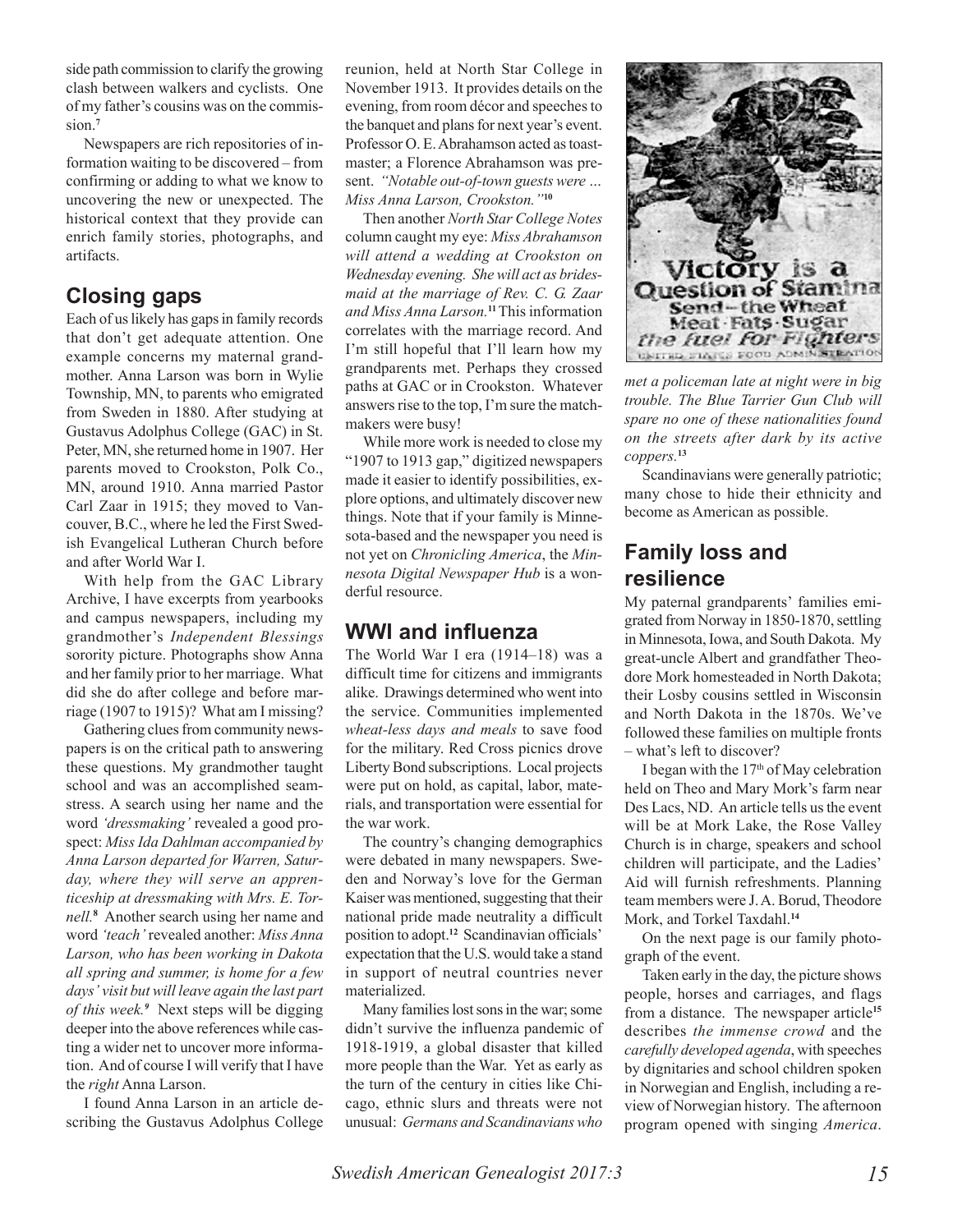side path commission to clarify the growing clash between walkers and cyclists. One of my father's cousins was on the commission.[7]

Newspapers are rich repositories of information waiting to be discovered – from confirming or adding to what we know to uncovering the new or unexpected. The historical context that they provide can enrich family stories, photographs, and artifacts.

## Closing gaps

Each of us likely has gaps in family records that don't get adequate attention. One example concerns my maternal grandmother. Anna Larson was born in Wylie Township, MN, to parents who emigrated from Sweden in 1880. After studying at Gustavus Adolphus College (GAC) in St. Peter, MN, she returned home in 1907. Her parents moved to Crookston, Polk Co., MN, around 1910. Anna married Pastor Carl Zaar in 1915; they moved to Vancouver, B.C., where he led the First Swedish Evangelical Lutheran Church before and after World War I.

With help from the GAC Library Archive, I have excerpts from yearbooks and campus newspapers, including my grandmother's *Independent Blessings* sorority picture. Photographs show Anna and her family prior to her marriage. What did she do after college and before marriage (1907 to 1915)? What am I missing?

Gathering clues from community newspapers is on the critical path to answering these questions. My grandmother taught school and was an accomplished seamstress. A search using her name and the word *'dressmaking'* revealed a good prospect: *Miss Ida Dahlman accompanied by Anna Larson departed for Warren, Saturday, where they will serve an apprenticeship at dressmaking with Mrs. E. Tornell.*[8] Another search using her name and word *'teach'* revealed another: *Miss Anna Larson, who has been working in Dakota all spring and summer, is home for a few days' visit but will leave again the last part of this week.*[9] Next steps will be digging deeper into the above references while casting a wider net to uncover more information. And of course I will verify that I have the *right* Anna Larson.

I found Anna Larson in an article describing the Gustavus Adolphus College reunion, held at North Star College in November 1913. It provides details on the evening, from room décor and speeches to the banquet and plans for next year's event. Professor O. E. Abrahamson acted as toastmaster; a Florence Abrahamson was present. *"Notable out-of-town guests were ... Miss Anna Larson, Crookston."*[10]

Then another *North Star College Notes* column caught my eye: *Miss Abrahamson will attend a wedding at Crookston on Wednesday evening. She will act as bridesmaid at the marriage of Rev. C. G. Zaar and Miss Anna Larson.*[11] This information correlates with the marriage record. And I'm still hopeful that I'll learn how my grandparents met. Perhaps they crossed paths at GAC or in Crookston. Whatever answers rise to the top, I'm sure the matchmakers were busy!

While more work is needed to close my "1907 to 1913 gap," digitized newspapers made it easier to identify possibilities, explore options, and ultimately discover new things. Note that if your family is Minnesota-based and the newspaper you need is not yet on *Chronicling America*, the *Minnesota Digital Newspaper Hub* is a wonderful resource.

## WWI and influenza

The World War I era (1914–18) was a difficult time for citizens and immigrants alike. Drawings determined who went into the service. Communities implemented *wheat-less days and meals* to save food for the military. Red Cross picnics drove Liberty Bond subscriptions. Local projects were put on hold, as capital, labor, materials, and transportation were essential for the war work.

The country's changing demographics were debated in many newspapers. Sweden and Norway's love for the German Kaiser was mentioned, suggesting that their national pride made neutrality a difficult position to adopt.[12] Scandinavian officials' expectation that the U.S. would take a stand in support of neutral countries never materialized.

Many families lost sons in the war; some didn't survive the influenza pandemic of 1918-1919, a global disaster that killed more people than the War. Yet as early as the turn of the century in cities like Chicago, ethnic slurs and threats were not unusual: *Germans and Scandinavians who met a policeman late at night were in big trouble. The Blue Tarrier Gun Club will spare no one of these nationalities found on the streets after dark by its active coppers.*[13]

Scandinavians were generally patriotic; many chose to hide their ethnicity and become as American as possible.

## Family loss and resilience

My paternal grandparents' families emigrated from Norway in 1850-1870, settling in Minnesota, Iowa, and South Dakota. My great-uncle Albert and grandfather Theodore Mork homesteaded in North Dakota; their Losby cousins settled in Wisconsin and North Dakota in the 1870s. We've followed these families on multiple fronts – what's left to discover?

I began with the 17th of May celebration held on Theo and Mary Mork's farm near Des Lacs, ND. An article tells us the event will be at Mork Lake, the Rose Valley Church is in charge, speakers and school children will participate, and the Ladies' Aid will furnish refreshments. Planning team members were J. A. Borud, Theodore Mork, and Torkel Taxdahl.[14]

On the next page is our family photograph of the event.

Taken early in the day, the picture shows people, horses and carriages, and flags from a distance. The newspaper article[15] describes *the immense crowd* and the *carefully developed agenda*, with speeches by dignitaries and school children spoken in Norwegian and English, including a review of Norwegian history. The afternoon program opened with singing *America*.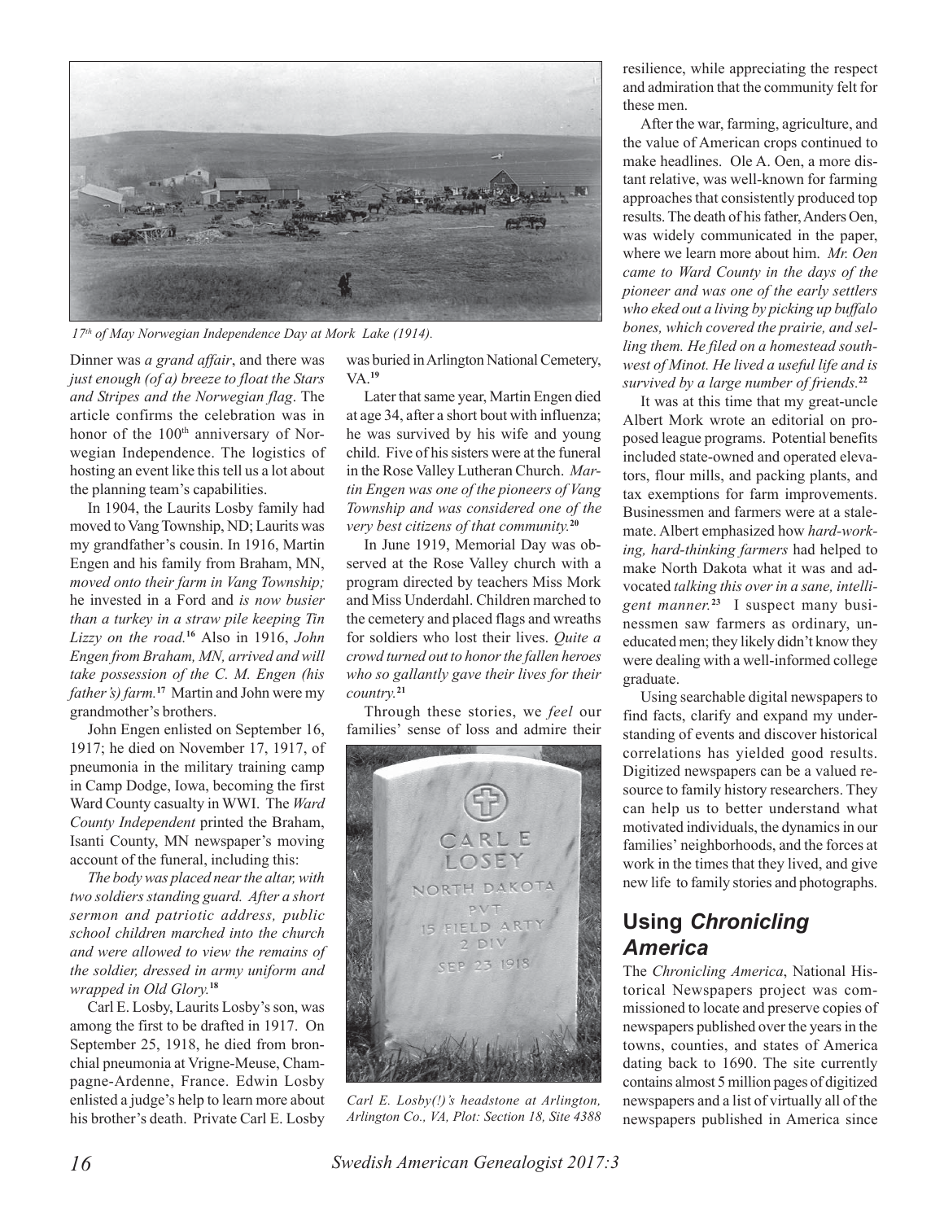*17th of May Norwegian Independence Day at Mork Lake (1914).*

Dinner was *a grand affair*, and there was *just enough (of a) breeze to float the Stars and Stripes and the Norwegian flag*. The article confirms the celebration was in honor of the 100th anniversary of Norwegian Independence. The logistics of hosting an event like this tell us a lot about the planning team's capabilities.

In 1904, the Laurits Losby family had moved to Vang Township, ND; Laurits was my grandfather's cousin. In 1916, Martin Engen and his family from Braham, MN, *moved onto their farm in Vang Township;* he invested in a Ford and *is now busier than a turkey in a straw pile keeping Tin Lizzy on the road.*[16] Also in 1916, *John Engen from Braham, MN, arrived and will take possession of the C. M. Engen (his father's) farm.*[17] Martin and John were my grandmother's brothers.

John Engen enlisted on September 16, 1917; he died on November 17, 1917, of pneumonia in the military training camp in Camp Dodge, Iowa, becoming the first Ward County casualty in WWI. The *Ward County Independent* printed the Braham, Isanti County, MN newspaper's moving account of the funeral, including this:

*The body was placed near the altar, with two soldiers standing guard. After a short sermon and patriotic address, public school children marched into the church and were allowed to view the remains of the soldier, dressed in army uniform and wrapped in Old Glory.*[18]

Carl E. Losby, Laurits Losby's son, was among the first to be drafted in 1917. On September 25, 1918, he died from bronchial pneumonia at Vrigne-Meuse, Champagne-Ardenne, France. Edwin Losby enlisted a judge's help to learn more about his brother's death. Private Carl E. Losby was buried in Arlington National Cemetery, VA.[19]

Later that same year, Martin Engen died at age 34, after a short bout with influenza; he was survived by his wife and young child. Five of his sisters were at the funeral in the Rose Valley Lutheran Church. *Martin Engen was one of the pioneers of Vang Township and was considered one of the very best citizens of that community.*[20]

In June 1919, Memorial Day was observed at the Rose Valley church with a program directed by teachers Miss Mork and Miss Underdahl. Children marched to the cemetery and placed flags and wreaths for soldiers who lost their lives. *Quite a crowd turned out to honor the fallen heroes who so gallantly gave their lives for their country.*[21]

Through these stories, we *feel* our families' sense of loss and admire their resilience, while appreciating the respect and admiration that the community felt for these men.

*Carl E. Losby(!)'s headstone at Arlington, Arlington Co., VA, Plot: Section 18, Site 4388*

After the war, farming, agriculture, and the value of American crops continued to make headlines. Ole A. Oen, a more distant relative, was well-known for farming approaches that consistently produced top results. The death of his father, Anders Oen, was widely communicated in the paper, where we learn more about him. *Mr. Oen came to Ward County in the days of the pioneer and was one of the early settlers who eked out a living by picking up buffalo bones, which covered the prairie, and selling them. He filed on a homestead southwest of Minot. He lived a useful life and is survived by a large number of friends.*[22]

It was at this time that my great-uncle Albert Mork wrote an editorial on proposed league programs. Potential benefits included state-owned and operated elevators, flour mills, and packing plants, and tax exemptions for farm improvements. Businessmen and farmers were at a stalemate. Albert emphasized how *hard-working, hard-thinking farmers* had helped to make North Dakota what it was and advocated *talking this over in a sane, intelligent manner.*[23] I suspect many businessmen saw farmers as ordinary, uneducated men; they likely didn't know they were dealing with a well-informed college graduate.

Using searchable digital newspapers to find facts, clarify and expand my understanding of events and discover historical correlations has yielded good results. Digitized newspapers can be a valued resource to family history researchers. They can help us to better understand what motivated individuals, the dynamics in our families' neighborhoods, and the forces at work in the times that they lived, and give new life to family stories and photographs.

## Using *Chronicling America*

The *Chronicling America*, National Historical Newspapers project was commissioned to locate and preserve copies of newspapers published over the years in the towns, counties, and states of America dating back to 1690. The site currently contains almost 5 million pages of digitized newspapers and a list of virtually all of the newspapers published in America since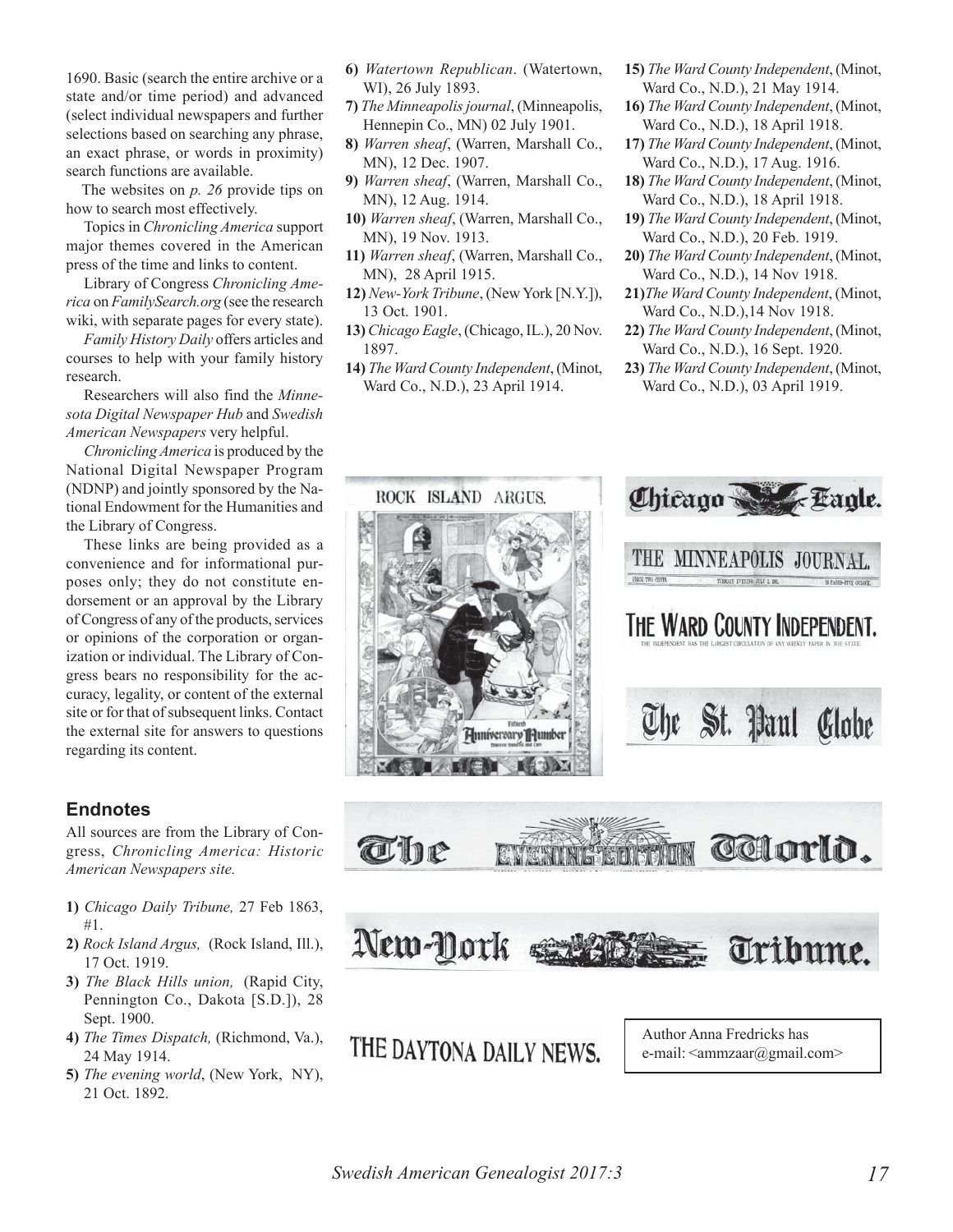1690. Basic (search the entire archive or a state and/or time period) and advanced (select individual newspapers and further selections based on searching any phrase, an exact phrase, or words in proximity) search functions are available.

The websites on *p. 26* provide tips on how to search most effectively.

Topics in *Chronicling America* support major themes covered in the American press of the time and links to content.

Library of Congress *Chronicling America* on *FamilySearch.org* (see the research wiki, with separate pages for every state).

*Family History Daily* offers articles and courses to help with your family history research.

Researchers will also find the *Minnesota Digital Newspaper Hub* and *Swedish American Newspapers* very helpful.

*Chronicling America* is produced by the National Digital Newspaper Program (NDNP) and jointly sponsored by the National Endowment for the Humanities and the Library of Congress.

These links are being provided as a convenience and for informational purposes only; they do not constitute endorsement or an approval by the Library of Congress of any of the products, services or opinions of the corporation or organization or individual. The Library of Congress bears no responsibility for the accuracy, legality, or content of the external site or for that of subsequent links. Contact the external site for answers to questions regarding its content.

## Endnotes

All sources are from the Library of Congress, *Chronicling America: Historic American Newspapers site.*

**1)** *Chicago Daily Tribune,* 27 Feb 1863, #1.
**2)** *Rock Island Argus,* (Rock Island, Ill.), 17 Oct. 1919.
**3)** *The Black Hills union,* (Rapid City, Pennington Co., Dakota [S.D.]), 28 Sept. 1900.
**4)** *The Times Dispatch,* (Richmond, Va.), 24 May 1914.
**5)** *The evening world*, (New York, NY), 21 Oct. 1892.
**6)** *Watertown Republican*. (Watertown, WI), 26 July 1893.
**7)** *The Minneapolis journal*, (Minneapolis, Hennepin Co., MN) 02 July 1901.
**8)** *Warren sheaf*, (Warren, Marshall Co., MN), 12 Dec. 1907.
**9)** *Warren sheaf*, (Warren, Marshall Co., MN), 12 Aug. 1914.
**10)** *Warren sheaf*, (Warren, Marshall Co., MN), 19 Nov. 1913.
**11)** *Warren sheaf*, (Warren, Marshall Co., MN), 28 April 1915.
**12)** *New-York Tribune*, (New York [N.Y.]), 13 Oct. 1901.
**13)** *Chicago Eagle*, (Chicago, IL.), 20 Nov. 1897.
**14)** *The Ward County Independent*, (Minot, Ward Co., N.D.), 23 April 1914.
**15)** *The Ward County Independent*, (Minot, Ward Co., N.D.), 21 May 1914.
**16)** *The Ward County Independent*, (Minot, Ward Co., N.D.), 18 April 1918.
**17)** *The Ward County Independent*, (Minot, Ward Co., N.D.), 17 Aug. 1916.
**18)** *The Ward County Independent*, (Minot, Ward Co., N.D.), 18 April 1918.
**19)** *The Ward County Independent*, (Minot, Ward Co., N.D.), 20 Feb. 1919.
**20)** *The Ward County Independent*, (Minot, Ward Co., N.D.), 14 Nov 1918.
**21)** *The Ward County Independent*, (Minot, Ward Co., N.D.),14 Nov 1918.
**22)** *The Ward County Independent*, (Minot, Ward Co., N.D.), 16 Sept. 1920.
**23)** *The Ward County Independent*, (Minot, Ward Co., N.D.), 03 April 1919.

ROCK ISLAND ARGUS.

Chicago Eagle.

THE MINNEAPOLIS JOURNAL.

THE WARD COUNTY INDEPENDENT.

The St. Paul Globe

The Evening Edition World.

New-York Tribune.

THE DAYTONA DAILY NEWS.

Author Anna Fredricks has e-mail: <ammzaar@gmail.com>